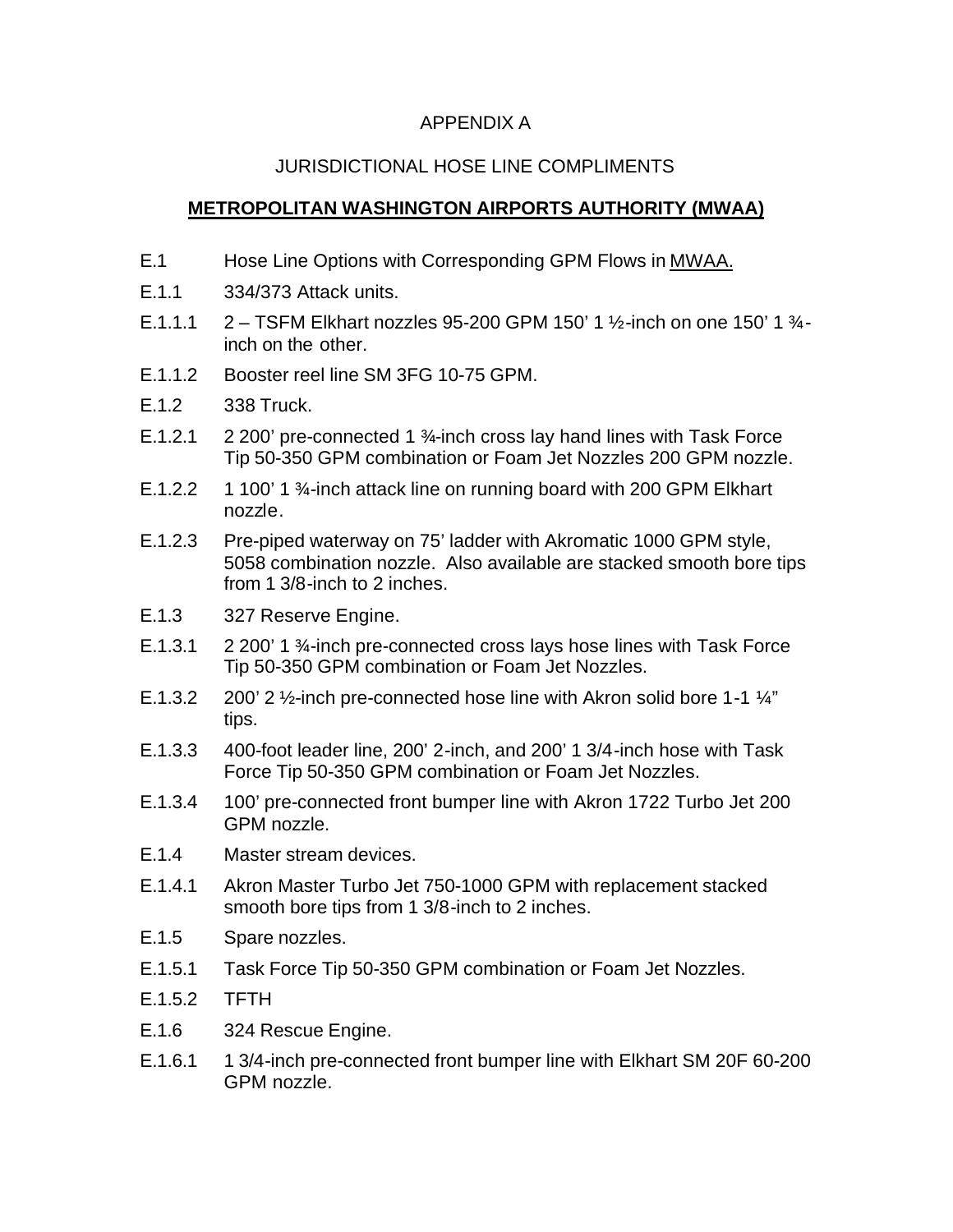APPENDIX A

JURISDICTIONAL HOSE LINE COMPLIMENTS

**METROPOLITAN WASHINGTON AIRPORTS AUTHORITY (MWAA)**

E.1 Hose Line Options with Corresponding GPM Flows in MWAA.

E.1.1 334/373 Attack units.

E.1.1.1 2 – TSFM Elkhart nozzles 95-200 GPM 150' 1 ½-inch on one 150' 1 ¾-inch on the other.

E.1.1.2 Booster reel line SM 3FG 10-75 GPM.

E.1.2 338 Truck.

E.1.2.1 2 200' pre-connected 1 ¾-inch cross lay hand lines with Task Force Tip 50-350 GPM combination or Foam Jet Nozzles 200 GPM nozzle.

E.1.2.2 1 100' 1 ¾-inch attack line on running board with 200 GPM Elkhart nozzle.

E.1.2.3 Pre-piped waterway on 75' ladder with Akromatic 1000 GPM style, 5058 combination nozzle. Also available are stacked smooth bore tips from 1 3/8-inch to 2 inches.

E.1.3 327 Reserve Engine.

E.1.3.1 2 200' 1 ¾-inch pre-connected cross lays hose lines with Task Force Tip 50-350 GPM combination or Foam Jet Nozzles.

E.1.3.2 200' 2 ½-inch pre-connected hose line with Akron solid bore 1-1 ¼" tips.

E.1.3.3 400-foot leader line, 200' 2-inch, and 200' 1 3/4-inch hose with Task Force Tip 50-350 GPM combination or Foam Jet Nozzles.

E.1.3.4 100' pre-connected front bumper line with Akron 1722 Turbo Jet 200 GPM nozzle.

E.1.4 Master stream devices.

E.1.4.1 Akron Master Turbo Jet 750-1000 GPM with replacement stacked smooth bore tips from 1 3/8-inch to 2 inches.

E.1.5 Spare nozzles.

E.1.5.1 Task Force Tip 50-350 GPM combination or Foam Jet Nozzles.

E.1.5.2 TFTH

E.1.6 324 Rescue Engine.

E.1.6.1 1 3/4-inch pre-connected front bumper line with Elkhart SM 20F 60-200 GPM nozzle.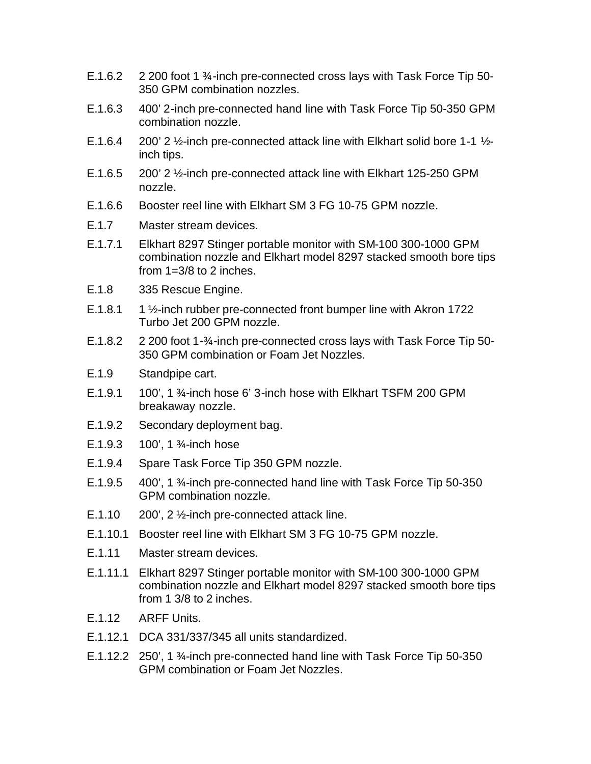E.1.6.2 2 200 foot 1 ¾-inch pre-connected cross lays with Task Force Tip 50-350 GPM combination nozzles.

E.1.6.3 400' 2-inch pre-connected hand line with Task Force Tip 50-350 GPM combination nozzle.

E.1.6.4 200' 2 ½-inch pre-connected attack line with Elkhart solid bore 1-1 ½-inch tips.

E.1.6.5 200' 2 ½-inch pre-connected attack line with Elkhart 125-250 GPM nozzle.

E.1.6.6 Booster reel line with Elkhart SM 3 FG 10-75 GPM nozzle.

E.1.7 Master stream devices.

E.1.7.1 Elkhart 8297 Stinger portable monitor with SM-100 300-1000 GPM combination nozzle and Elkhart model 8297 stacked smooth bore tips from 1=3/8 to 2 inches.

E.1.8 335 Rescue Engine.

E.1.8.1 1 ½-inch rubber pre-connected front bumper line with Akron 1722 Turbo Jet 200 GPM nozzle.

E.1.8.2 2 200 foot 1-¾-inch pre-connected cross lays with Task Force Tip 50-350 GPM combination or Foam Jet Nozzles.

E.1.9 Standpipe cart.

E.1.9.1 100', 1 ¾-inch hose 6' 3-inch hose with Elkhart TSFM 200 GPM breakaway nozzle.

E.1.9.2 Secondary deployment bag.

E.1.9.3 100', 1 ¾-inch hose

E.1.9.4 Spare Task Force Tip 350 GPM nozzle.

E.1.9.5 400', 1 ¾-inch pre-connected hand line with Task Force Tip 50-350 GPM combination nozzle.

E.1.10 200', 2 ½-inch pre-connected attack line.

E.1.10.1 Booster reel line with Elkhart SM 3 FG 10-75 GPM nozzle.

E.1.11 Master stream devices.

E.1.11.1 Elkhart 8297 Stinger portable monitor with SM-100 300-1000 GPM combination nozzle and Elkhart model 8297 stacked smooth bore tips from 1 3/8 to 2 inches.

E.1.12 ARFF Units.

E.1.12.1 DCA 331/337/345 all units standardized.

E.1.12.2 250', 1 ¾-inch pre-connected hand line with Task Force Tip 50-350 GPM combination or Foam Jet Nozzles.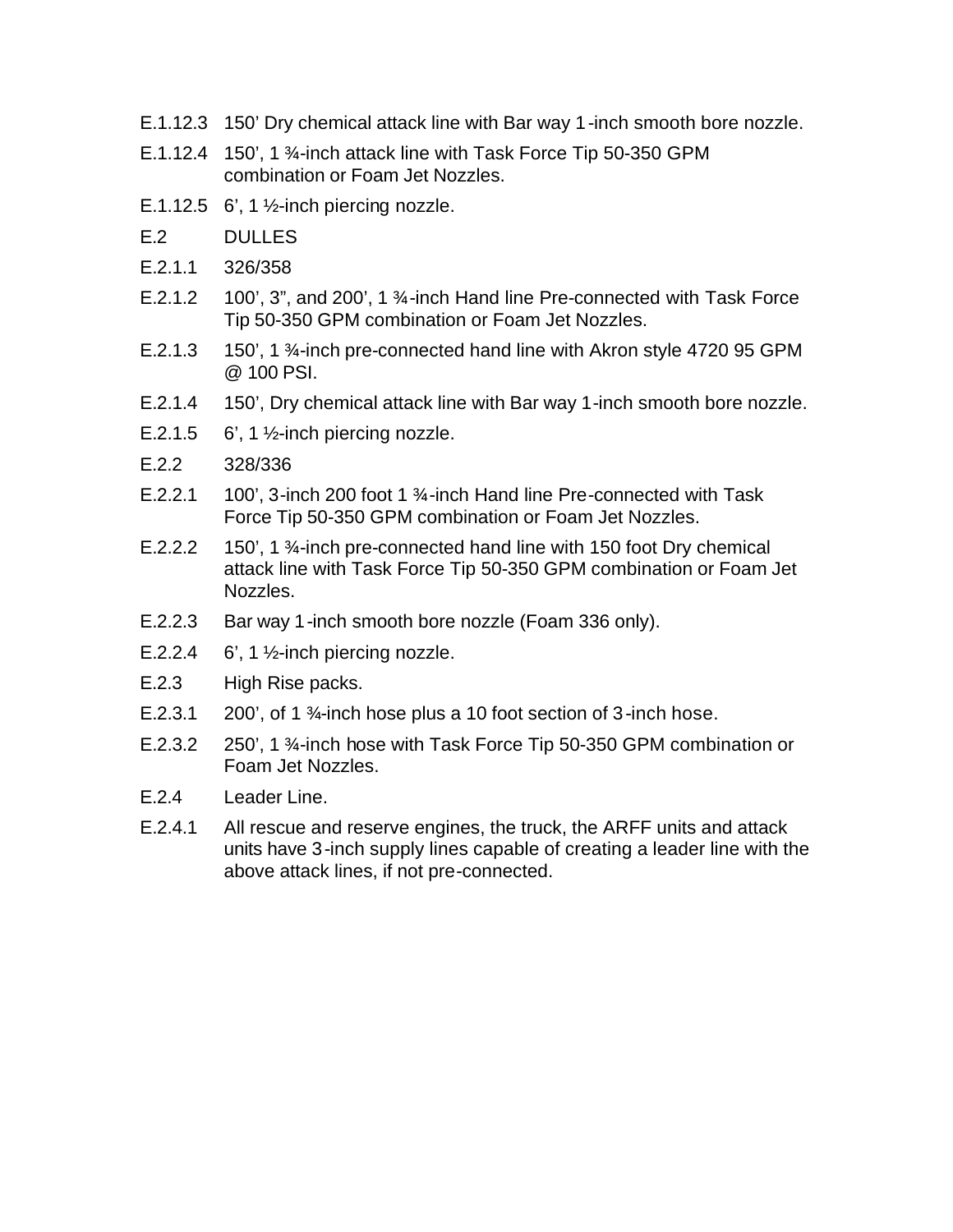E.1.12.3 150' Dry chemical attack line with Bar way 1-inch smooth bore nozzle.

E.1.12.4 150', 1 ¾-inch attack line with Task Force Tip 50-350 GPM combination or Foam Jet Nozzles.

E.1.12.5 6', 1 ½-inch piercing nozzle.

E.2 DULLES

E.2.1.1 326/358

E.2.1.2 100', 3", and 200', 1 ¾-inch Hand line Pre-connected with Task Force Tip 50-350 GPM combination or Foam Jet Nozzles.

E.2.1.3 150', 1 ¾-inch pre-connected hand line with Akron style 4720 95 GPM @ 100 PSI.

E.2.1.4 150', Dry chemical attack line with Bar way 1-inch smooth bore nozzle.

E.2.1.5 6', 1 ½-inch piercing nozzle.

E.2.2 328/336

E.2.2.1 100', 3-inch 200 foot 1 ¾-inch Hand line Pre-connected with Task Force Tip 50-350 GPM combination or Foam Jet Nozzles.

E.2.2.2 150', 1 ¾-inch pre-connected hand line with 150 foot Dry chemical attack line with Task Force Tip 50-350 GPM combination or Foam Jet Nozzles.

E.2.2.3 Bar way 1-inch smooth bore nozzle (Foam 336 only).

E.2.2.4 6', 1 ½-inch piercing nozzle.

E.2.3 High Rise packs.

E.2.3.1 200', of 1 ¾-inch hose plus a 10 foot section of 3-inch hose.

E.2.3.2 250', 1 ¾-inch hose with Task Force Tip 50-350 GPM combination or Foam Jet Nozzles.

E.2.4 Leader Line.

E.2.4.1 All rescue and reserve engines, the truck, the ARFF units and attack units have 3-inch supply lines capable of creating a leader line with the above attack lines, if not pre-connected.